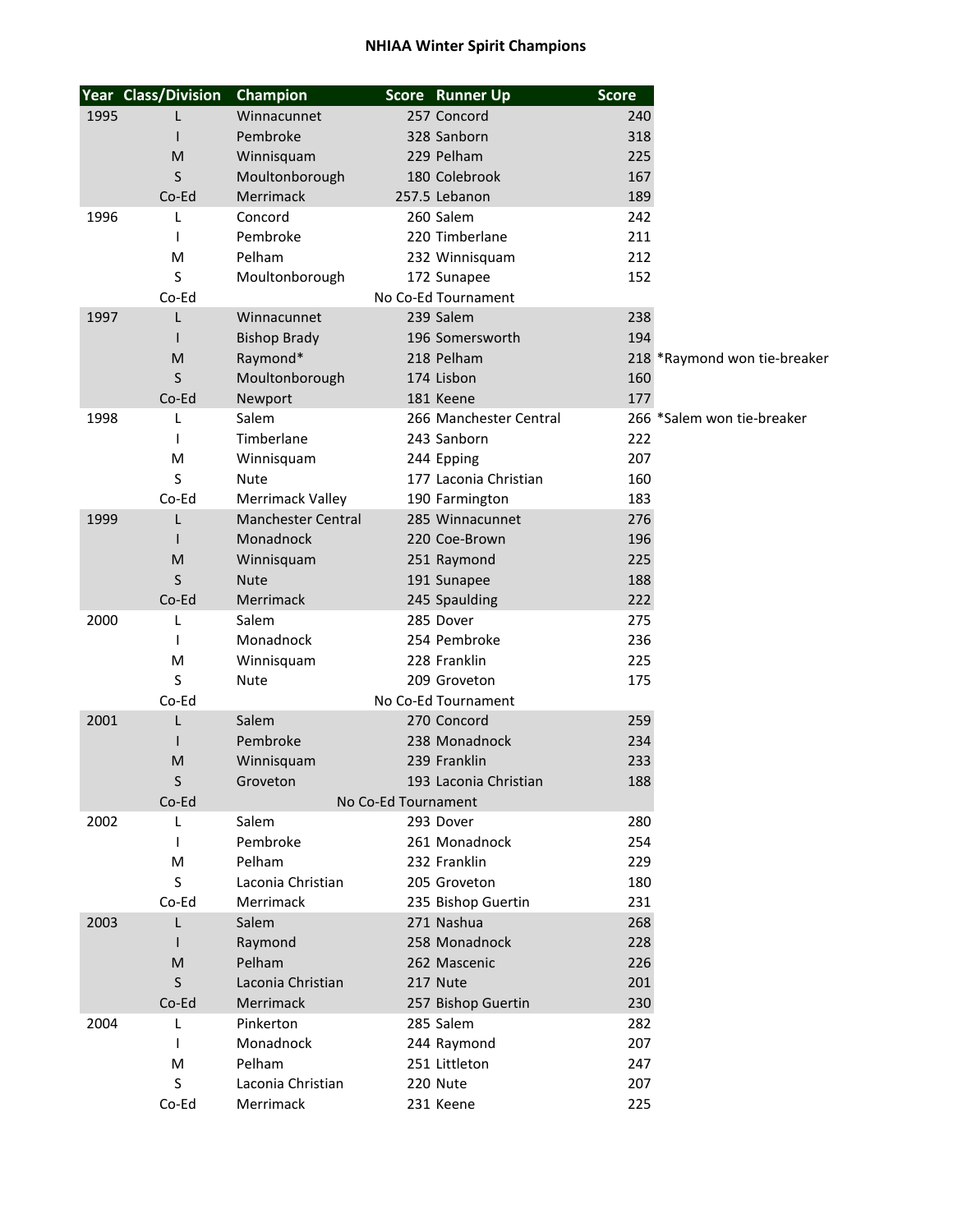# NHIAA Winter Spirit Champions

| Year | Class/Division | Champion | Score | Runner Up | Score | |
|---|---|---|---|---|---|---|
| 1995 | L | Winnacunnet | 257 | Concord | 240 | |
| | I | Pembroke | 328 | Sanborn | 318 | |
| | M | Winnisquam | 229 | Pelham | 225 | |
| | S | Moultonborough | 180 | Colebrook | 167 | |
| | Co-Ed | Merrimack | 257.5 | Lebanon | 189 | |
| 1996 | L | Concord | 260 | Salem | 242 | |
| | I | Pembroke | 220 | Timberlane | 211 | |
| | M | Pelham | 232 | Winnisquam | 212 | |
| | S | Moultonborough | 172 | Sunapee | 152 | |
| | Co-Ed | No Co-Ed Tournament | | | | |
| 1997 | L | Winnacunnet | 239 | Salem | 238 | |
| | I | Bishop Brady | 196 | Somersworth | 194 | |
| | M | Raymond* | 218 | Pelham | 218 | *Raymond won tie-breaker |
| | S | Moultonborough | 174 | Lisbon | 160 | |
| | Co-Ed | Newport | 181 | Keene | 177 | |
| 1998 | L | Salem | 266 | Manchester Central | 266 | *Salem won tie-breaker |
| | I | Timberlane | 243 | Sanborn | 222 | |
| | M | Winnisquam | 244 | Epping | 207 | |
| | S | Nute | 177 | Laconia Christian | 160 | |
| | Co-Ed | Merrimack Valley | 190 | Farmington | 183 | |
| 1999 | L | Manchester Central | 285 | Winnacunnet | 276 | |
| | I | Monadnock | 220 | Coe-Brown | 196 | |
| | M | Winnisquam | 251 | Raymond | 225 | |
| | S | Nute | 191 | Sunapee | 188 | |
| | Co-Ed | Merrimack | 245 | Spaulding | 222 | |
| 2000 | L | Salem | 285 | Dover | 275 | |
| | I | Monadnock | 254 | Pembroke | 236 | |
| | M | Winnisquam | 228 | Franklin | 225 | |
| | S | Nute | 209 | Groveton | 175 | |
| | Co-Ed | No Co-Ed Tournament | | | | |
| 2001 | L | Salem | 270 | Concord | 259 | |
| | I | Pembroke | 238 | Monadnock | 234 | |
| | M | Winnisquam | 239 | Franklin | 233 | |
| | S | Groveton | 193 | Laconia Christian | 188 | |
| | Co-Ed | No Co-Ed Tournament | | | | |
| 2002 | L | Salem | 293 | Dover | 280 | |
| | I | Pembroke | 261 | Monadnock | 254 | |
| | M | Pelham | 232 | Franklin | 229 | |
| | S | Laconia Christian | 205 | Groveton | 180 | |
| | Co-Ed | Merrimack | 235 | Bishop Guertin | 231 | |
| 2003 | L | Salem | 271 | Nashua | 268 | |
| | I | Raymond | 258 | Monadnock | 228 | |
| | M | Pelham | 262 | Mascenic | 226 | |
| | S | Laconia Christian | 217 | Nute | 201 | |
| | Co-Ed | Merrimack | 257 | Bishop Guertin | 230 | |
| 2004 | L | Pinkerton | 285 | Salem | 282 | |
| | I | Monadnock | 244 | Raymond | 207 | |
| | M | Pelham | 251 | Littleton | 247 | |
| | S | Laconia Christian | 220 | Nute | 207 | |
| | Co-Ed | Merrimack | 231 | Keene | 225 | |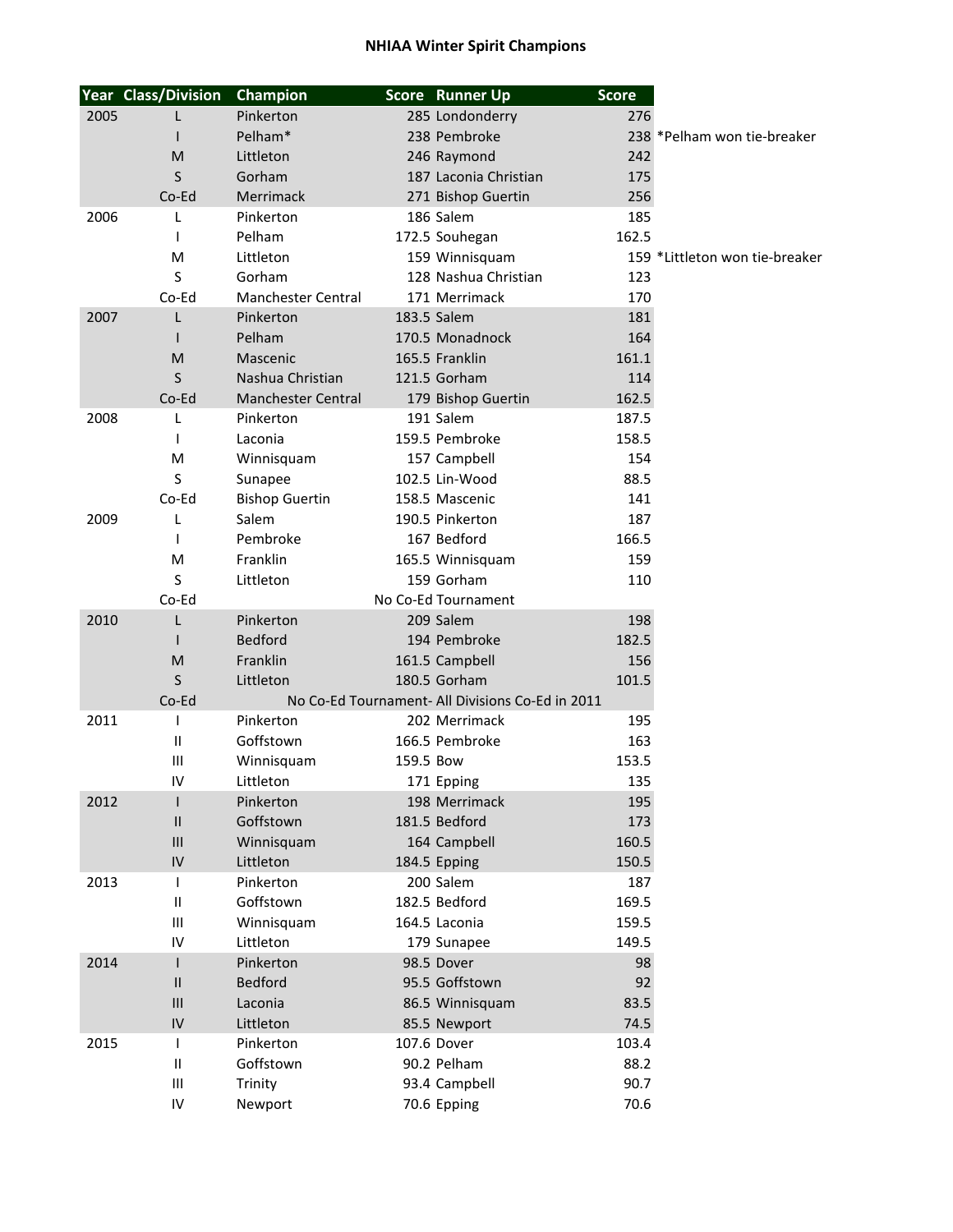# NHIAA Winter Spirit Champions

| Year | Class/Division | Champion | Score | Runner Up | Score | |
|---|---|---|---|---|---|---|
| 2005 | L | Pinkerton | 285 | Londonderry | 276 | |
| | I | Pelham* | 238 | Pembroke | 238 | *Pelham won tie-breaker |
| | M | Littleton | 246 | Raymond | 242 | |
| | S | Gorham | 187 | Laconia Christian | 175 | |
| | Co-Ed | Merrimack | 271 | Bishop Guertin | 256 | |
| 2006 | L | Pinkerton | 186 | Salem | 185 | |
| | I | Pelham | 172.5 | Souhegan | 162.5 | |
| | M | Littleton | 159 | Winnisquam | 159 | *Littleton won tie-breaker |
| | S | Gorham | 128 | Nashua Christian | 123 | |
| | Co-Ed | Manchester Central | 171 | Merrimack | 170 | |
| 2007 | L | Pinkerton | 183.5 | Salem | 181 | |
| | I | Pelham | 170.5 | Monadnock | 164 | |
| | M | Mascenic | 165.5 | Franklin | 161.1 | |
| | S | Nashua Christian | 121.5 | Gorham | 114 | |
| | Co-Ed | Manchester Central | 179 | Bishop Guertin | 162.5 | |
| 2008 | L | Pinkerton | 191 | Salem | 187.5 | |
| | I | Laconia | 159.5 | Pembroke | 158.5 | |
| | M | Winnisquam | 157 | Campbell | 154 | |
| | S | Sunapee | 102.5 | Lin-Wood | 88.5 | |
| | Co-Ed | Bishop Guertin | 158.5 | Mascenic | 141 | |
| 2009 | L | Salem | 190.5 | Pinkerton | 187 | |
| | I | Pembroke | 167 | Bedford | 166.5 | |
| | M | Franklin | 165.5 | Winnisquam | 159 | |
| | S | Littleton | 159 | Gorham | 110 | |
| | Co-Ed | No Co-Ed Tournament | | | | |
| 2010 | L | Pinkerton | 209 | Salem | 198 | |
| | I | Bedford | 194 | Pembroke | 182.5 | |
| | M | Franklin | 161.5 | Campbell | 156 | |
| | S | Littleton | 180.5 | Gorham | 101.5 | |
| | Co-Ed | No Co-Ed Tournament- All Divisions Co-Ed in 2011 | | | | |
| 2011 | I | Pinkerton | 202 | Merrimack | 195 | |
| | II | Goffstown | 166.5 | Pembroke | 163 | |
| | III | Winnisquam | 159.5 | Bow | 153.5 | |
| | IV | Littleton | 171 | Epping | 135 | |
| 2012 | I | Pinkerton | 198 | Merrimack | 195 | |
| | II | Goffstown | 181.5 | Bedford | 173 | |
| | III | Winnisquam | 164 | Campbell | 160.5 | |
| | IV | Littleton | 184.5 | Epping | 150.5 | |
| 2013 | I | Pinkerton | 200 | Salem | 187 | |
| | II | Goffstown | 182.5 | Bedford | 169.5 | |
| | III | Winnisquam | 164.5 | Laconia | 159.5 | |
| | IV | Littleton | 179 | Sunapee | 149.5 | |
| 2014 | I | Pinkerton | 98.5 | Dover | 98 | |
| | II | Bedford | 95.5 | Goffstown | 92 | |
| | III | Laconia | 86.5 | Winnisquam | 83.5 | |
| | IV | Littleton | 85.5 | Newport | 74.5 | |
| 2015 | I | Pinkerton | 107.6 | Dover | 103.4 | |
| | II | Goffstown | 90.2 | Pelham | 88.2 | |
| | III | Trinity | 93.4 | Campbell | 90.7 | |
| | IV | Newport | 70.6 | Epping | 70.6 | |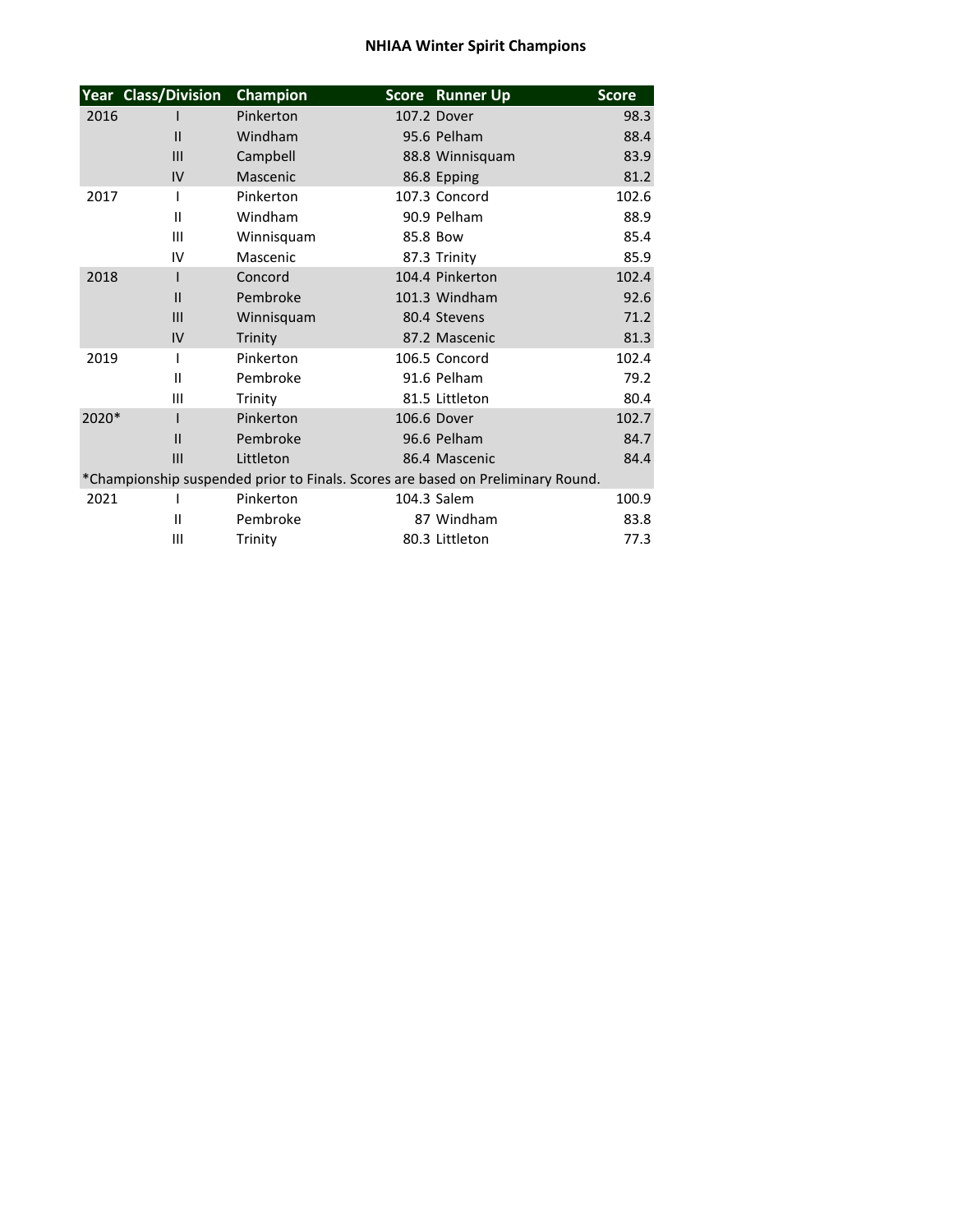**NHIAA Winter Spirit Champions**

| Year | Class/Division | Champion | Score | Runner Up | Score |
|---|---|---|---|---|---|
| 2016 | I | Pinkerton | 107.2 | Dover | 98.3 |
| | II | Windham | 95.6 | Pelham | 88.4 |
| | III | Campbell | 88.8 | Winnisquam | 83.9 |
| | IV | Mascenic | 86.8 | Epping | 81.2 |
| 2017 | I | Pinkerton | 107.3 | Concord | 102.6 |
| | II | Windham | 90.9 | Pelham | 88.9 |
| | III | Winnisquam | 85.8 | Bow | 85.4 |
| | IV | Mascenic | 87.3 | Trinity | 85.9 |
| 2018 | I | Concord | 104.4 | Pinkerton | 102.4 |
| | II | Pembroke | 101.3 | Windham | 92.6 |
| | III | Winnisquam | 80.4 | Stevens | 71.2 |
| | IV | Trinity | 87.2 | Mascenic | 81.3 |
| 2019 | I | Pinkerton | 106.5 | Concord | 102.4 |
| | II | Pembroke | 91.6 | Pelham | 79.2 |
| | III | Trinity | 81.5 | Littleton | 80.4 |
| 2020* | I | Pinkerton | 106.6 | Dover | 102.7 |
| | II | Pembroke | 96.6 | Pelham | 84.7 |
| | III | Littleton | 86.4 | Mascenic | 84.4 |
| *Championship suspended prior to Finals. Scores are based on Preliminary Round. | | | | | |
| 2021 | I | Pinkerton | 104.3 | Salem | 100.9 |
| | II | Pembroke | 87 | Windham | 83.8 |
| | III | Trinity | 80.3 | Littleton | 77.3 |